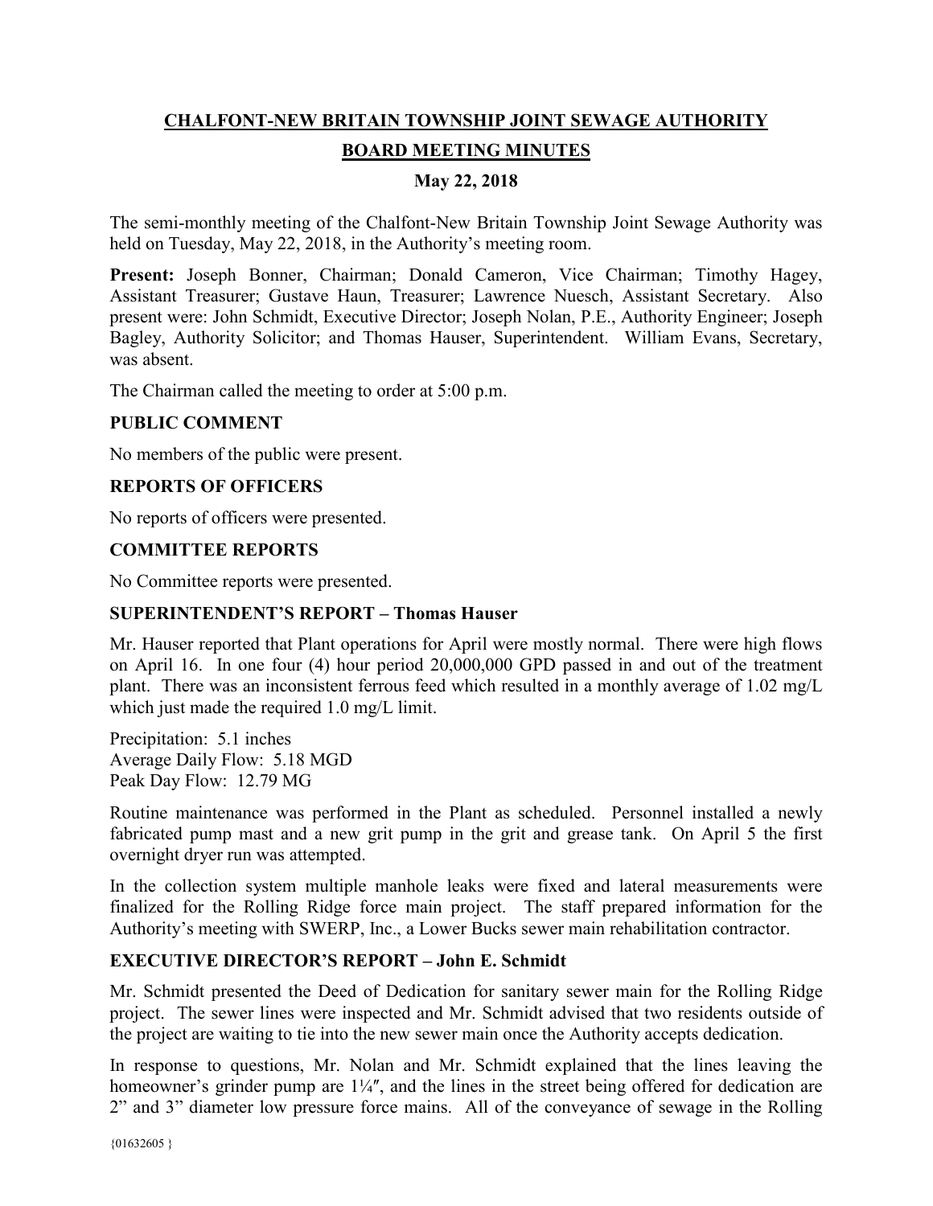# CHALFONT-NEW BRITAIN TOWNSHIP JOINT SEWAGE AUTHORITY

## BOARD MEETING MINUTES

### May 22, 2018

The semi-monthly meeting of the Chalfont-New Britain Township Joint Sewage Authority was held on Tuesday, May 22, 2018, in the Authority's meeting room.

**Present:** Joseph Bonner, Chairman; Donald Cameron, Vice Chairman; Timothy Hagey, Assistant Treasurer; Gustave Haun, Treasurer; Lawrence Nuesch, Assistant Secretary. Also present were: John Schmidt, Executive Director; Joseph Nolan, P.E., Authority Engineer; Joseph Bagley, Authority Solicitor; and Thomas Hauser, Superintendent. William Evans, Secretary, was absent.

The Chairman called the meeting to order at 5:00 p.m.

### PUBLIC COMMENT

No members of the public were present.

### REPORTS OF OFFICERS

No reports of officers were presented.

### COMMITTEE REPORTS

No Committee reports were presented.

### SUPERINTENDENT'S REPORT – Thomas Hauser

Mr. Hauser reported that Plant operations for April were mostly normal. There were high flows on April 16. In one four (4) hour period 20,000,000 GPD passed in and out of the treatment plant. There was an inconsistent ferrous feed which resulted in a monthly average of 1.02 mg/L which just made the required 1.0 mg/L limit.

Precipitation: 5.1 inches
Average Daily Flow: 5.18 MGD
Peak Day Flow: 12.79 MG

Routine maintenance was performed in the Plant as scheduled. Personnel installed a newly fabricated pump mast and a new grit pump in the grit and grease tank. On April 5 the first overnight dryer run was attempted.

In the collection system multiple manhole leaks were fixed and lateral measurements were finalized for the Rolling Ridge force main project. The staff prepared information for the Authority's meeting with SWERP, Inc., a Lower Bucks sewer main rehabilitation contractor.

### EXECUTIVE DIRECTOR'S REPORT – John E. Schmidt

Mr. Schmidt presented the Deed of Dedication for sanitary sewer main for the Rolling Ridge project. The sewer lines were inspected and Mr. Schmidt advised that two residents outside of the project are waiting to tie into the new sewer main once the Authority accepts dedication.

In response to questions, Mr. Nolan and Mr. Schmidt explained that the lines leaving the homeowner's grinder pump are 1¼″, and the lines in the street being offered for dedication are 2" and 3" diameter low pressure force mains. All of the conveyance of sewage in the Rolling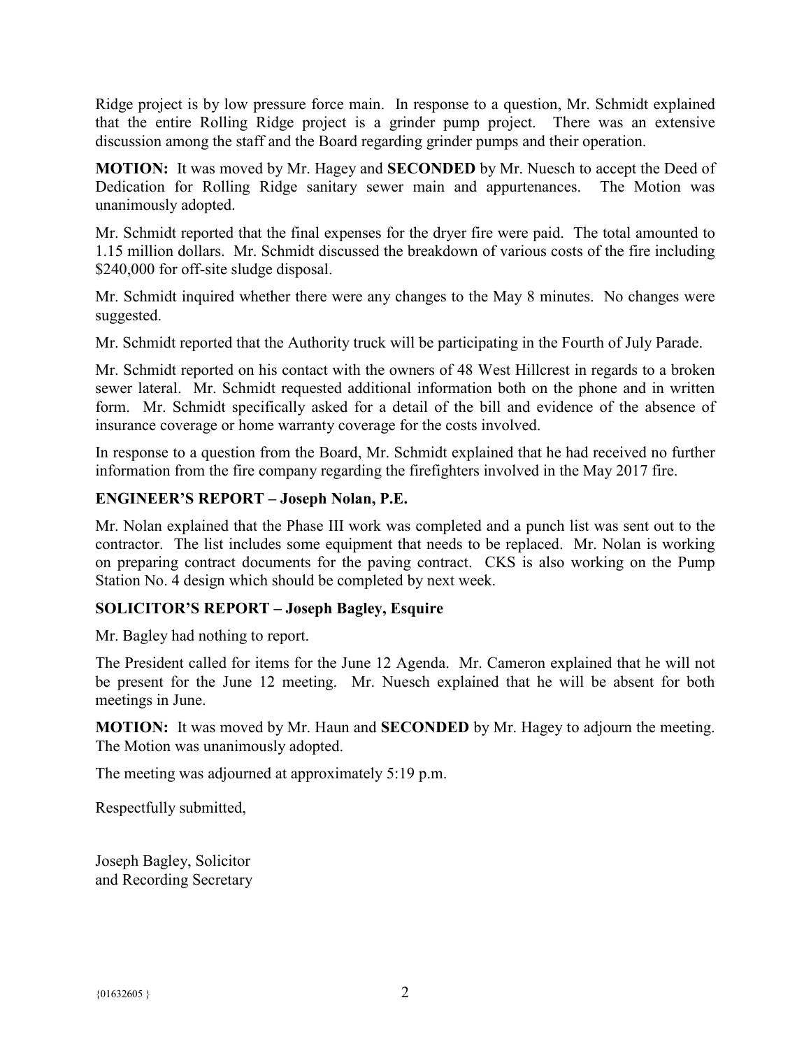Ridge project is by low pressure force main. In response to a question, Mr. Schmidt explained that the entire Rolling Ridge project is a grinder pump project. There was an extensive discussion among the staff and the Board regarding grinder pumps and their operation.

**MOTION:** It was moved by Mr. Hagey and **SECONDED** by Mr. Nuesch to accept the Deed of Dedication for Rolling Ridge sanitary sewer main and appurtenances. The Motion was unanimously adopted.

Mr. Schmidt reported that the final expenses for the dryer fire were paid. The total amounted to 1.15 million dollars. Mr. Schmidt discussed the breakdown of various costs of the fire including $240,000 for off-site sludge disposal.

Mr. Schmidt inquired whether there were any changes to the May 8 minutes. No changes were suggested.

Mr. Schmidt reported that the Authority truck will be participating in the Fourth of July Parade.

Mr. Schmidt reported on his contact with the owners of 48 West Hillcrest in regards to a broken sewer lateral. Mr. Schmidt requested additional information both on the phone and in written form. Mr. Schmidt specifically asked for a detail of the bill and evidence of the absence of insurance coverage or home warranty coverage for the costs involved.

In response to a question from the Board, Mr. Schmidt explained that he had received no further information from the fire company regarding the firefighters involved in the May 2017 fire.

**ENGINEER'S REPORT – Joseph Nolan, P.E.**

Mr. Nolan explained that the Phase III work was completed and a punch list was sent out to the contractor. The list includes some equipment that needs to be replaced. Mr. Nolan is working on preparing contract documents for the paving contract. CKS is also working on the Pump Station No. 4 design which should be completed by next week.

**SOLICITOR'S REPORT – Joseph Bagley, Esquire**

Mr. Bagley had nothing to report.

The President called for items for the June 12 Agenda. Mr. Cameron explained that he will not be present for the June 12 meeting. Mr. Nuesch explained that he will be absent for both meetings in June.

**MOTION:** It was moved by Mr. Haun and **SECONDED** by Mr. Hagey to adjourn the meeting. The Motion was unanimously adopted.

The meeting was adjourned at approximately 5:19 p.m.

Respectfully submitted,

Joseph Bagley, Solicitor
and Recording Secretary

{01632605 }